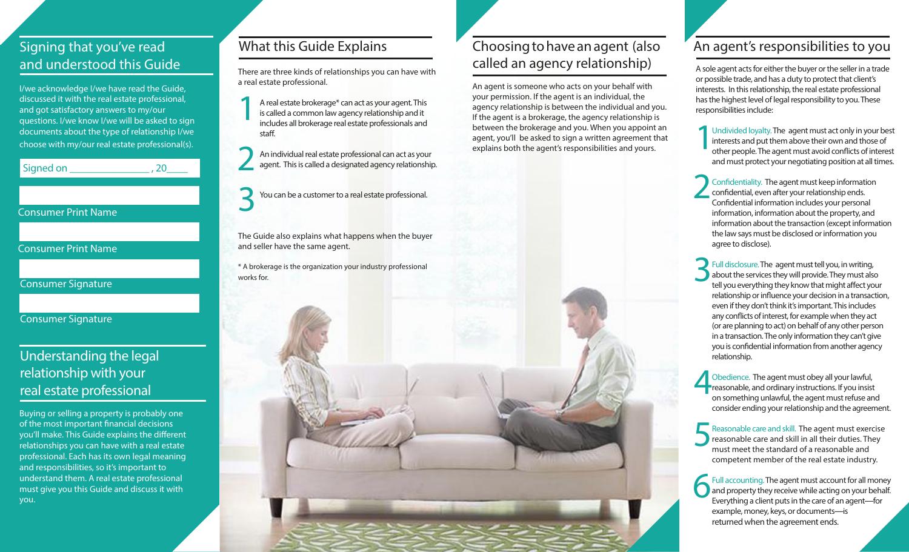## Signing that you've read and understood this Guide

I/we acknowledge I/we have read the Guide, discussed it with the real estate professional, and got satisfactory answers to my/our questions. I/we know I/we will be asked to sign documents about the type of relationship I/we choose with my/our real estate professional(s).

Signed on _______________ , 20____

Consumer Print Name

Consumer Print Name

Consumer Signature

Consumer Signature

## Understanding the legal relationship with your real estate professional

Buying or selling a property is probably one of the most important financial decisions you'll make. This Guide explains the different relationships you can have with a real estate professional. Each has its own legal meaning and responsibilities, so it's important to understand them. A real estate professional must give you this Guide and discuss it with you.

## What this Guide Explains

There are three kinds of relationships you can have with a real estate professional.

1. A real estate brokerage* can act as your agent. This is called a common law agency relationship and it includes all brokerage real estate professionals and staff.
2. An individual real estate professional can act as your agent. This is called a designated agency relationship.
3. You can be a customer to a real estate professional.

The Guide also explains what happens when the buyer and seller have the same agent.

* A brokerage is the organization your industry professional works for.

## Choosing to have an agent (also called an agency relationship)

An agent is someone who acts on your behalf with your permission. If the agent is an individual, the agency relationship is between the individual and you. If the agent is a brokerage, the agency relationship is between the brokerage and you. When you appoint an agent, you'll be asked to sign a written agreement that explains both the agent's responsibilities and yours.

## An agent's responsibilities to you

A sole agent acts for either the buyer or the seller in a trade or possible trade, and has a duty to protect that client's interests. In this relationship, the real estate professional has the highest level of legal responsibility to you. These responsibilities include:

1. Undivided loyalty. The agent must act only in your best interests and put them above their own and those of other people. The agent must avoid conflicts of interest and must protect your negotiating position at all times.
2. Confidentiality. The agent must keep information confidential, even after your relationship ends. Confidential information includes your personal information, information about the property, and information about the transaction (except information the law says must be disclosed or information you agree to disclose).
3. Full disclosure. The agent must tell you, in writing, about the services they will provide. They must also tell you everything they know that might affect your relationship or influence your decision in a transaction, even if they don't think it's important. This includes any conflicts of interest, for example when they act (or are planning to act) on behalf of any other person in a transaction. The only information they can't give you is confidential information from another agency relationship.
4. Obedience. The agent must obey all your lawful, reasonable, and ordinary instructions. If you insist on something unlawful, the agent must refuse and consider ending your relationship and the agreement.
5. Reasonable care and skill. The agent must exercise reasonable care and skill in all their duties. They must meet the standard of a reasonable and competent member of the real estate industry.
6. Full accounting. The agent must account for all money and property they receive while acting on your behalf. Everything a client puts in the care of an agent—for example, money, keys, or documents—is returned when the agreement ends.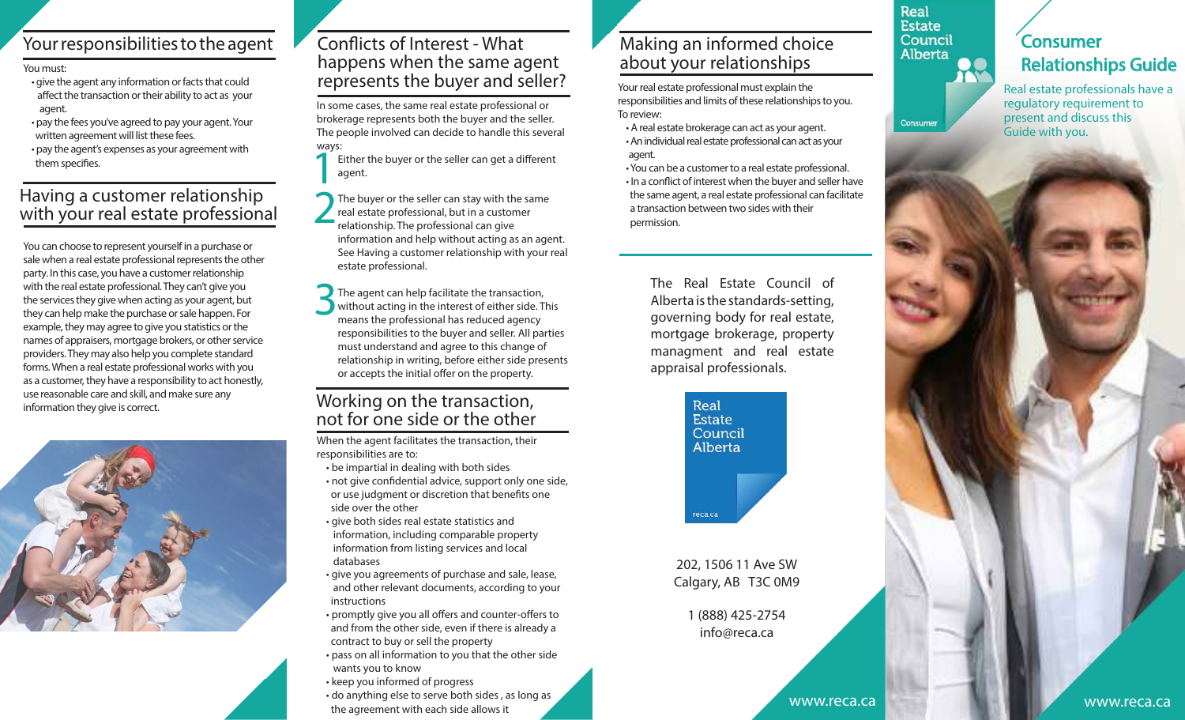## Your responsibilities to the agent

You must:

- give the agent any information or facts that could affect the transaction or their ability to act as your agent.
- pay the fees you've agreed to pay your agent. Your written agreement will list these fees.
- pay the agent's expenses as your agreement with them specifies.

## Having a customer relationship with your real estate professional

You can choose to represent yourself in a purchase or sale when a real estate professional represents the other party. In this case, you have a customer relationship with the real estate professional. They can't give you the services they give when acting as your agent, but they can help make the purchase or sale happen. For example, they may agree to give you statistics or the names of appraisers, mortgage brokers, or other service providers. They may also help you complete standard forms. When a real estate professional works with you as a customer, they have a responsibility to act honestly, use reasonable care and skill, and make sure any information they give is correct.

## Conflicts of Interest - What happens when the same agent represents the buyer and seller?

In some cases, the same real estate professional or brokerage represents both the buyer and the seller. The people involved can decide to handle this several ways:

1. Either the buyer or the seller can get a different agent.
2. The buyer or the seller can stay with the same real estate professional, but in a customer relationship. The professional can give information and help without acting as an agent. See Having a customer relationship with your real estate professional.
3. The agent can help facilitate the transaction, without acting in the interest of either side. This means the professional has reduced agency responsibilities to the buyer and seller. All parties must understand and agree to this change of relationship in writing, before either side presents or accepts the initial offer on the property.

## Working on the transaction, not for one side or the other

When the agent facilitates the transaction, their responsibilities are to:

- be impartial in dealing with both sides
- not give confidential advice, support only one side, or use judgment or discretion that benefits one side over the other
- give both sides real estate statistics and information, including comparable property information from listing services and local databases
- give you agreements of purchase and sale, lease, and other relevant documents, according to your instructions
- promptly give you all offers and counter-offers to and from the other side, even if there is already a contract to buy or sell the property
- pass on all information to you that the other side wants you to know
- keep you informed of progress
- do anything else to serve both sides , as long as the agreement with each side allows it

## Making an informed choice about your relationships

Your real estate professional must explain the responsibilities and limits of these relationships to you. To review:

- A real estate brokerage can act as your agent.
- An individual real estate professional can act as your agent.
- You can be a customer to a real estate professional.
- In a conflict of interest when the buyer and seller have the same agent, a real estate professional can facilitate a transaction between two sides with their permission.

The Real Estate Council of Alberta is the standards-setting, governing body for real estate, mortgage brokerage, property managment and real estate appraisal professionals.

Real Estate Council Alberta

reca.ca

202, 1506 11 Ave SW
Calgary, AB T3C 0M9

1 (888) 425-2754
info@reca.ca

www.reca.ca

Real Estate Council Alberta

Consumer

# Consumer Relationships Guide

Real estate professionals have a regulatory requirement to present and discuss this Guide with you.

www.reca.ca